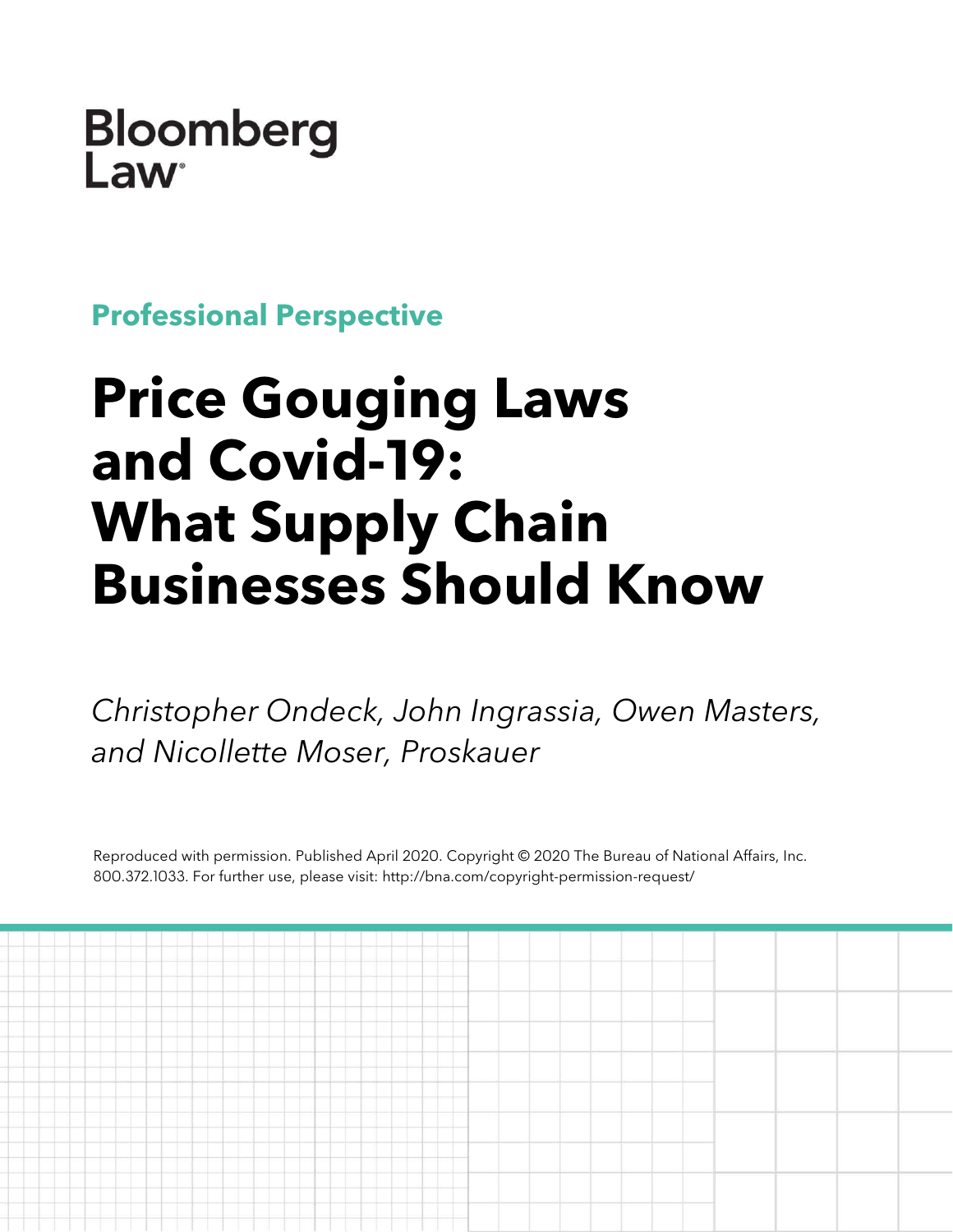Bloomberg Law

**Professional Perspective**

# Price Gouging Laws and Covid-19: What Supply Chain Businesses Should Know

*Christopher Ondeck, John Ingrassia, Owen Masters, and Nicollette Moser, Proskauer*

Reproduced with permission. Published April 2020. Copyright © 2020 The Bureau of National Affairs, Inc. 800.372.1033. For further use, please visit: http://bna.com/copyright-permission-request/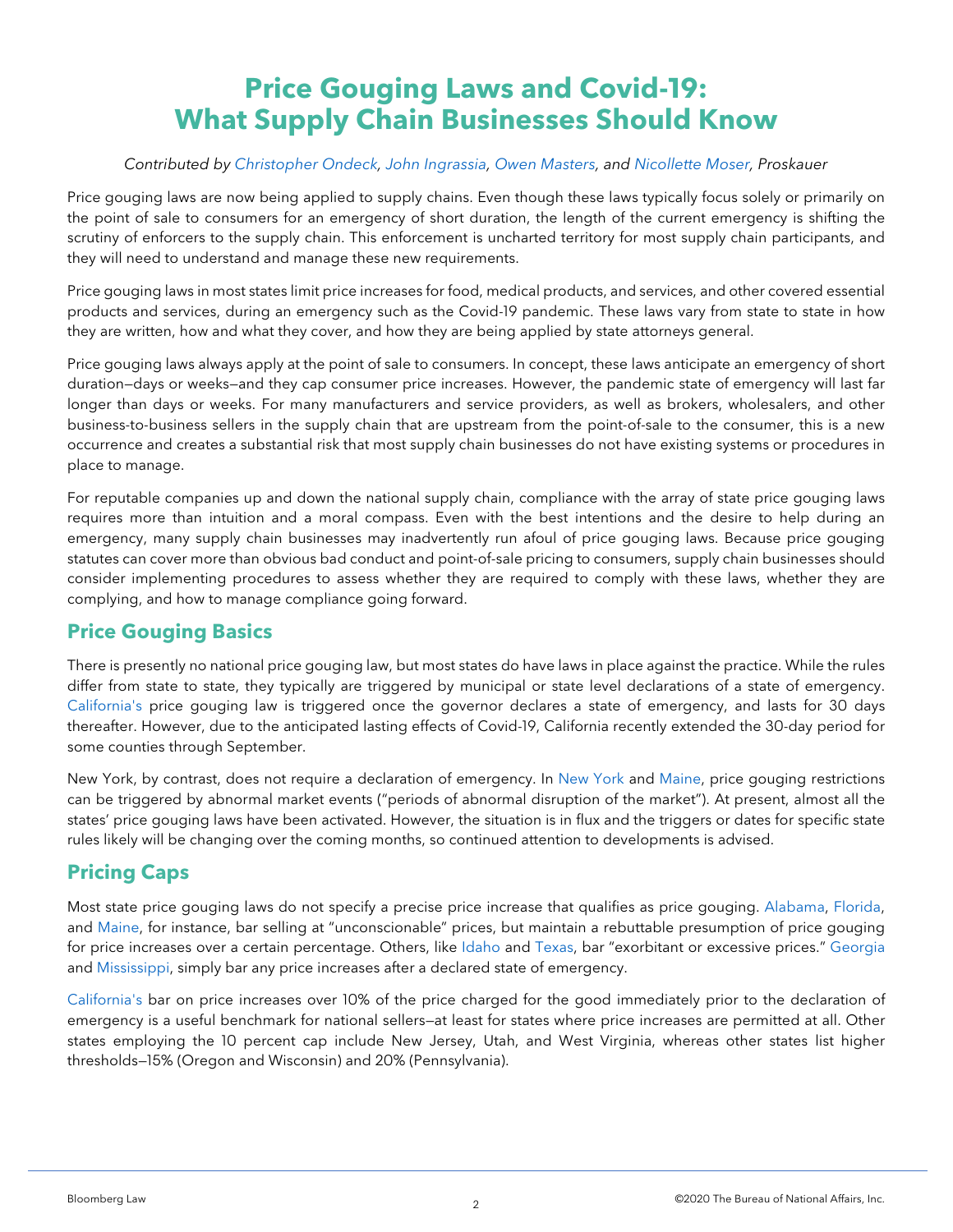# Price Gouging Laws and Covid-19: What Supply Chain Businesses Should Know

*Contributed by Christopher Ondeck, John Ingrassia, Owen Masters, and Nicollette Moser, Proskauer*

Price gouging laws are now being applied to supply chains. Even though these laws typically focus solely or primarily on the point of sale to consumers for an emergency of short duration, the length of the current emergency is shifting the scrutiny of enforcers to the supply chain. This enforcement is uncharted territory for most supply chain participants, and they will need to understand and manage these new requirements.

Price gouging laws in most states limit price increases for food, medical products, and services, and other covered essential products and services, during an emergency such as the Covid-19 pandemic. These laws vary from state to state in how they are written, how and what they cover, and how they are being applied by state attorneys general.

Price gouging laws always apply at the point of sale to consumers. In concept, these laws anticipate an emergency of short duration—days or weeks—and they cap consumer price increases. However, the pandemic state of emergency will last far longer than days or weeks. For many manufacturers and service providers, as well as brokers, wholesalers, and other business-to-business sellers in the supply chain that are upstream from the point-of-sale to the consumer, this is a new occurrence and creates a substantial risk that most supply chain businesses do not have existing systems or procedures in place to manage.

For reputable companies up and down the national supply chain, compliance with the array of state price gouging laws requires more than intuition and a moral compass. Even with the best intentions and the desire to help during an emergency, many supply chain businesses may inadvertently run afoul of price gouging laws. Because price gouging statutes can cover more than obvious bad conduct and point-of-sale pricing to consumers, supply chain businesses should consider implementing procedures to assess whether they are required to comply with these laws, whether they are complying, and how to manage compliance going forward.

## Price Gouging Basics

There is presently no national price gouging law, but most states do have laws in place against the practice. While the rules differ from state to state, they typically are triggered by municipal or state level declarations of a state of emergency. California's price gouging law is triggered once the governor declares a state of emergency, and lasts for 30 days thereafter. However, due to the anticipated lasting effects of Covid-19, California recently extended the 30-day period for some counties through September.

New York, by contrast, does not require a declaration of emergency. In New York and Maine, price gouging restrictions can be triggered by abnormal market events ("periods of abnormal disruption of the market"). At present, almost all the states' price gouging laws have been activated. However, the situation is in flux and the triggers or dates for specific state rules likely will be changing over the coming months, so continued attention to developments is advised.

## Pricing Caps

Most state price gouging laws do not specify a precise price increase that qualifies as price gouging. Alabama, Florida, and Maine, for instance, bar selling at "unconscionable" prices, but maintain a rebuttable presumption of price gouging for price increases over a certain percentage. Others, like Idaho and Texas, bar "exorbitant or excessive prices." Georgia and Mississippi, simply bar any price increases after a declared state of emergency.

California's bar on price increases over 10% of the price charged for the good immediately prior to the declaration of emergency is a useful benchmark for national sellers—at least for states where price increases are permitted at all. Other states employing the 10 percent cap include New Jersey, Utah, and West Virginia, whereas other states list higher thresholds—15% (Oregon and Wisconsin) and 20% (Pennsylvania).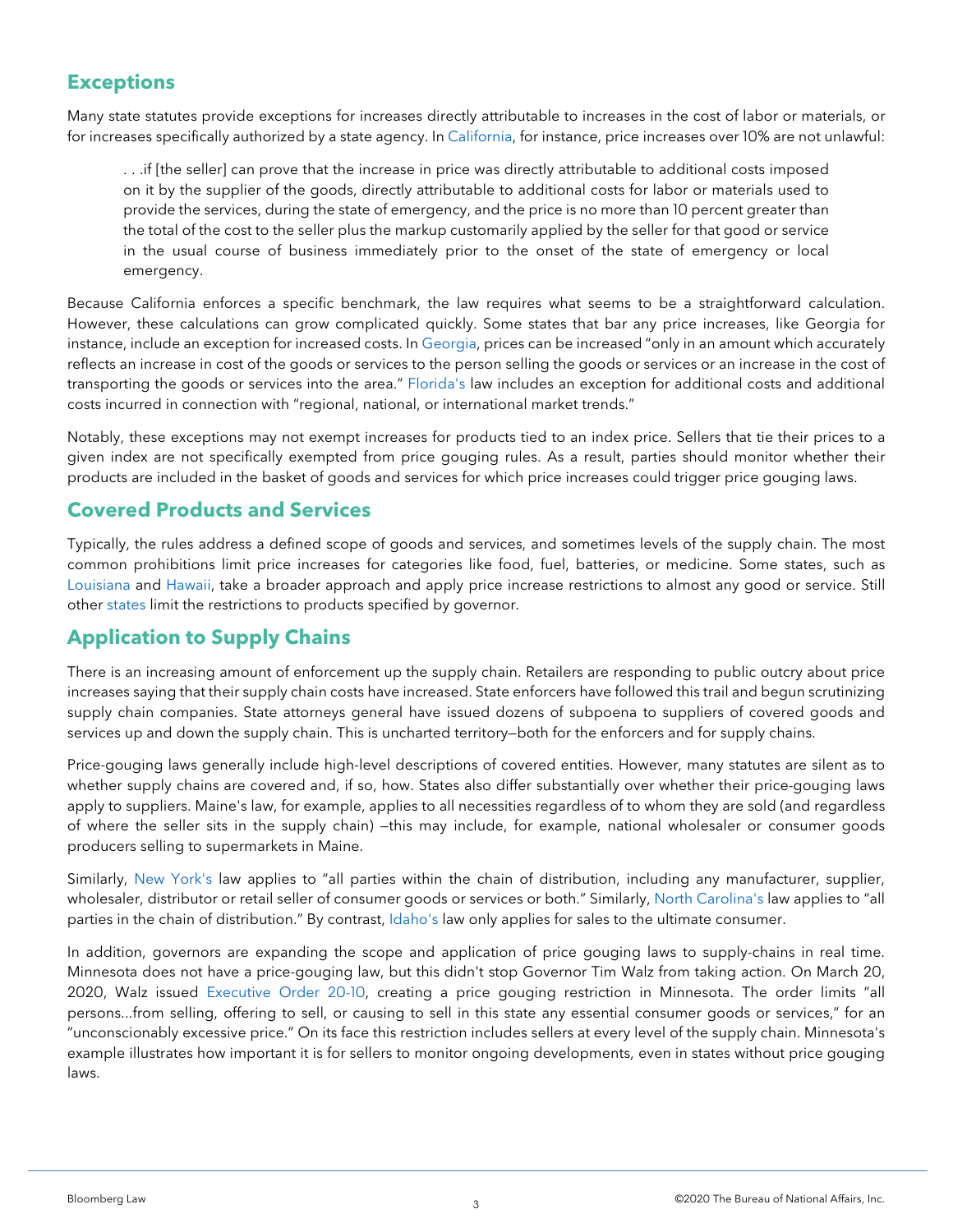## Exceptions

Many state statutes provide exceptions for increases directly attributable to increases in the cost of labor or materials, or for increases specifically authorized by a state agency. In California, for instance, price increases over 10% are not unlawful:

> . . .if [the seller] can prove that the increase in price was directly attributable to additional costs imposed on it by the supplier of the goods, directly attributable to additional costs for labor or materials used to provide the services, during the state of emergency, and the price is no more than 10 percent greater than the total of the cost to the seller plus the markup customarily applied by the seller for that good or service in the usual course of business immediately prior to the onset of the state of emergency or local emergency.

Because California enforces a specific benchmark, the law requires what seems to be a straightforward calculation. However, these calculations can grow complicated quickly. Some states that bar any price increases, like Georgia for instance, include an exception for increased costs. In Georgia, prices can be increased "only in an amount which accurately reflects an increase in cost of the goods or services to the person selling the goods or services or an increase in the cost of transporting the goods or services into the area." Florida's law includes an exception for additional costs and additional costs incurred in connection with "regional, national, or international market trends."

Notably, these exceptions may not exempt increases for products tied to an index price. Sellers that tie their prices to a given index are not specifically exempted from price gouging rules. As a result, parties should monitor whether their products are included in the basket of goods and services for which price increases could trigger price gouging laws.

## Covered Products and Services

Typically, the rules address a defined scope of goods and services, and sometimes levels of the supply chain. The most common prohibitions limit price increases for categories like food, fuel, batteries, or medicine. Some states, such as Louisiana and Hawaii, take a broader approach and apply price increase restrictions to almost any good or service. Still other states limit the restrictions to products specified by governor.

## Application to Supply Chains

There is an increasing amount of enforcement up the supply chain. Retailers are responding to public outcry about price increases saying that their supply chain costs have increased. State enforcers have followed this trail and begun scrutinizing supply chain companies. State attorneys general have issued dozens of subpoena to suppliers of covered goods and services up and down the supply chain. This is uncharted territory—both for the enforcers and for supply chains.

Price-gouging laws generally include high-level descriptions of covered entities. However, many statutes are silent as to whether supply chains are covered and, if so, how. States also differ substantially over whether their price-gouging laws apply to suppliers. Maine's law, for example, applies to all necessities regardless of to whom they are sold (and regardless of where the seller sits in the supply chain) —this may include, for example, national wholesaler or consumer goods producers selling to supermarkets in Maine.

Similarly, New York's law applies to "all parties within the chain of distribution, including any manufacturer, supplier, wholesaler, distributor or retail seller of consumer goods or services or both." Similarly, North Carolina's law applies to "all parties in the chain of distribution." By contrast, Idaho's law only applies for sales to the ultimate consumer.

In addition, governors are expanding the scope and application of price gouging laws to supply-chains in real time. Minnesota does not have a price-gouging law, but this didn't stop Governor Tim Walz from taking action. On March 20, 2020, Walz issued Executive Order 20-10, creating a price gouging restriction in Minnesota. The order limits "all persons...from selling, offering to sell, or causing to sell in this state any essential consumer goods or services," for an "unconscionably excessive price." On its face this restriction includes sellers at every level of the supply chain. Minnesota's example illustrates how important it is for sellers to monitor ongoing developments, even in states without price gouging laws.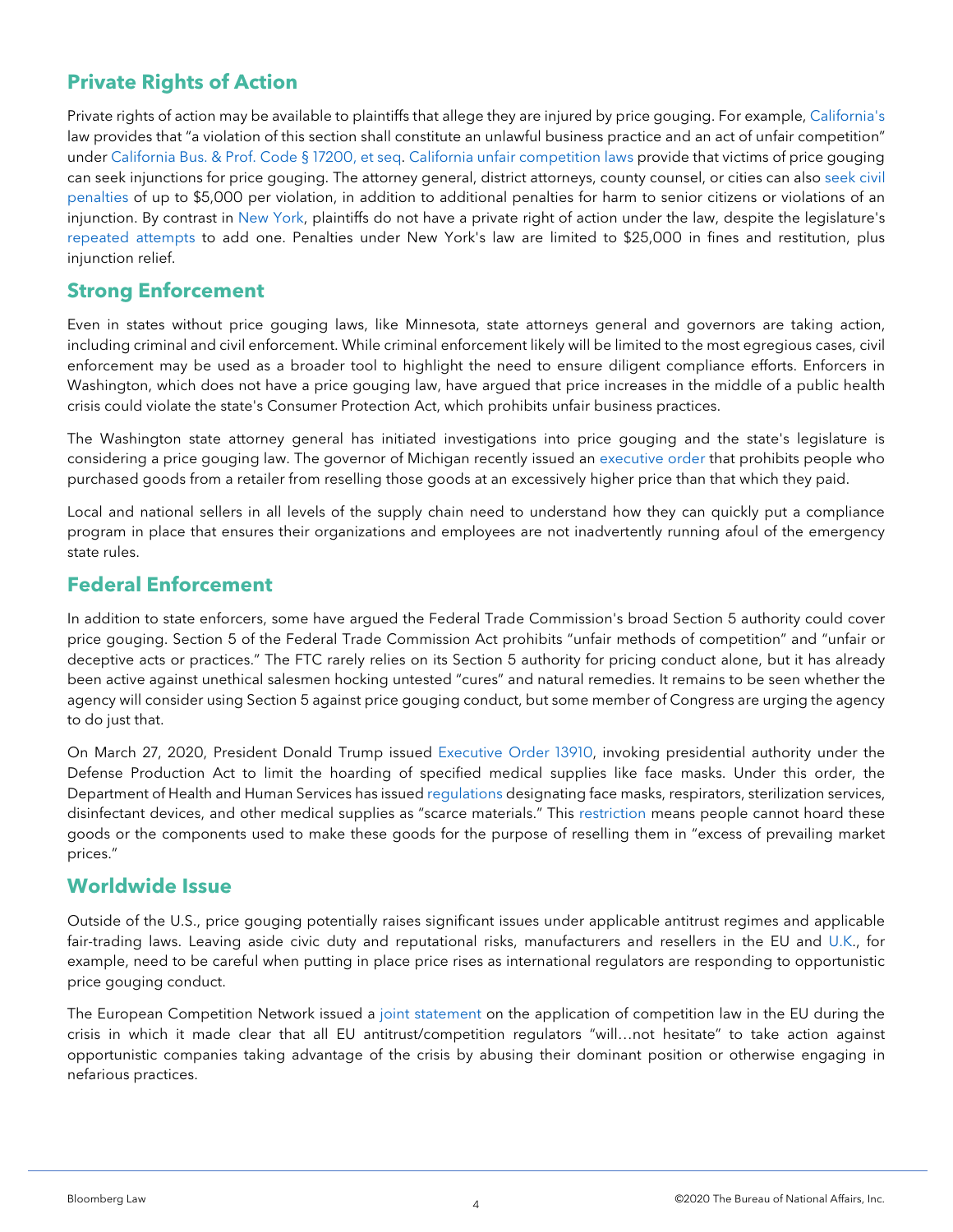## Private Rights of Action

Private rights of action may be available to plaintiffs that allege they are injured by price gouging. For example, California's law provides that "a violation of this section shall constitute an unlawful business practice and an act of unfair competition" under California Bus. & Prof. Code § 17200, et seq. California unfair competition laws provide that victims of price gouging can seek injunctions for price gouging. The attorney general, district attorneys, county counsel, or cities can also seek civil penalties of up to $5,000 per violation, in addition to additional penalties for harm to senior citizens or violations of an injunction. By contrast in New York, plaintiffs do not have a private right of action under the law, despite the legislature's repeated attempts to add one. Penalties under New York's law are limited to $25,000 in fines and restitution, plus injunction relief.

## Strong Enforcement

Even in states without price gouging laws, like Minnesota, state attorneys general and governors are taking action, including criminal and civil enforcement. While criminal enforcement likely will be limited to the most egregious cases, civil enforcement may be used as a broader tool to highlight the need to ensure diligent compliance efforts. Enforcers in Washington, which does not have a price gouging law, have argued that price increases in the middle of a public health crisis could violate the state's Consumer Protection Act, which prohibits unfair business practices.

The Washington state attorney general has initiated investigations into price gouging and the state's legislature is considering a price gouging law. The governor of Michigan recently issued an executive order that prohibits people who purchased goods from a retailer from reselling those goods at an excessively higher price than that which they paid.

Local and national sellers in all levels of the supply chain need to understand how they can quickly put a compliance program in place that ensures their organizations and employees are not inadvertently running afoul of the emergency state rules.

## Federal Enforcement

In addition to state enforcers, some have argued the Federal Trade Commission's broad Section 5 authority could cover price gouging. Section 5 of the Federal Trade Commission Act prohibits "unfair methods of competition" and "unfair or deceptive acts or practices." The FTC rarely relies on its Section 5 authority for pricing conduct alone, but it has already been active against unethical salesmen hocking untested "cures" and natural remedies. It remains to be seen whether the agency will consider using Section 5 against price gouging conduct, but some member of Congress are urging the agency to do just that.

On March 27, 2020, President Donald Trump issued Executive Order 13910, invoking presidential authority under the Defense Production Act to limit the hoarding of specified medical supplies like face masks. Under this order, the Department of Health and Human Services has issued regulations designating face masks, respirators, sterilization services, disinfectant devices, and other medical supplies as "scarce materials." This restriction means people cannot hoard these goods or the components used to make these goods for the purpose of reselling them in "excess of prevailing market prices."

## Worldwide Issue

Outside of the U.S., price gouging potentially raises significant issues under applicable antitrust regimes and applicable fair-trading laws. Leaving aside civic duty and reputational risks, manufacturers and resellers in the EU and U.K., for example, need to be careful when putting in place price rises as international regulators are responding to opportunistic price gouging conduct.

The European Competition Network issued a joint statement on the application of competition law in the EU during the crisis in which it made clear that all EU antitrust/competition regulators "will…not hesitate" to take action against opportunistic companies taking advantage of the crisis by abusing their dominant position or otherwise engaging in nefarious practices.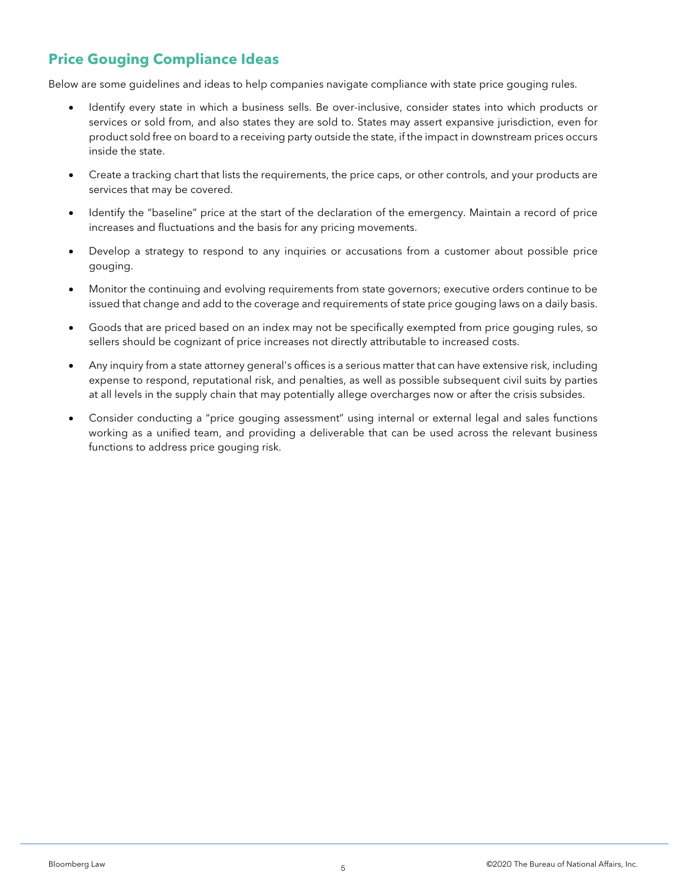## Price Gouging Compliance Ideas

Below are some guidelines and ideas to help companies navigate compliance with state price gouging rules.

- Identify every state in which a business sells. Be over-inclusive, consider states into which products or services or sold from, and also states they are sold to. States may assert expansive jurisdiction, even for product sold free on board to a receiving party outside the state, if the impact in downstream prices occurs inside the state.
- Create a tracking chart that lists the requirements, the price caps, or other controls, and your products are services that may be covered.
- Identify the "baseline" price at the start of the declaration of the emergency. Maintain a record of price increases and fluctuations and the basis for any pricing movements.
- Develop a strategy to respond to any inquiries or accusations from a customer about possible price gouging.
- Monitor the continuing and evolving requirements from state governors; executive orders continue to be issued that change and add to the coverage and requirements of state price gouging laws on a daily basis.
- Goods that are priced based on an index may not be specifically exempted from price gouging rules, so sellers should be cognizant of price increases not directly attributable to increased costs.
- Any inquiry from a state attorney general's offices is a serious matter that can have extensive risk, including expense to respond, reputational risk, and penalties, as well as possible subsequent civil suits by parties at all levels in the supply chain that may potentially allege overcharges now or after the crisis subsides.
- Consider conducting a "price gouging assessment" using internal or external legal and sales functions working as a unified team, and providing a deliverable that can be used across the relevant business functions to address price gouging risk.